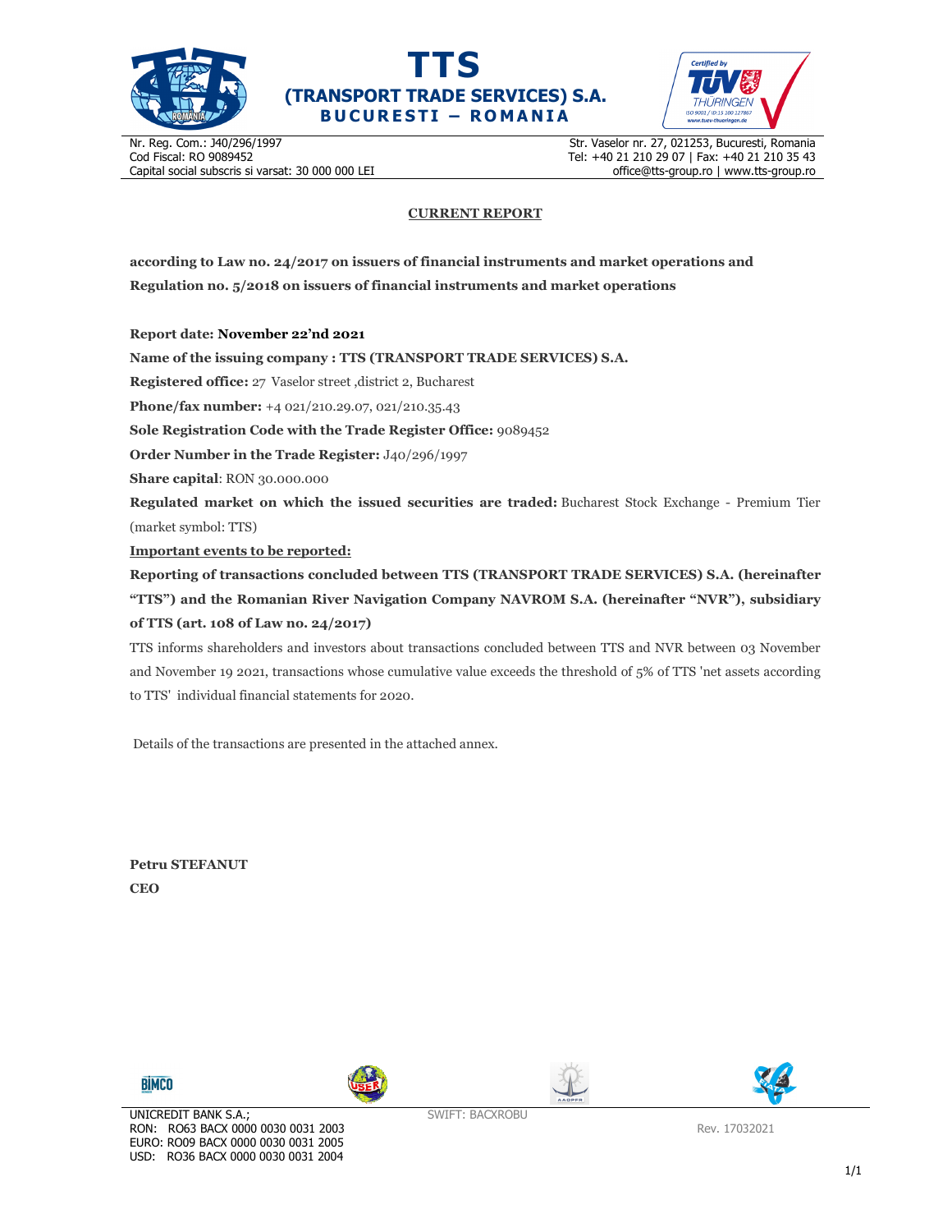# TTS
## (TRANSPORT TRADE SERVICES) S.A.
### BUCURESTI – ROMANIA

Nr. Reg. Com.: J40/296/1997
Cod Fiscal: RO 9089452
Capital social subscris si varsat: 30 000 000 LEI

Str. Vaselor nr. 27, 021253, Bucuresti, Romania
Tel: +40 21 210 29 07 | Fax: +40 21 210 35 43
office@tts-group.ro | www.tts-group.ro

**CURRENT REPORT**

**according to Law no. 24/2017 on issuers of financial instruments and market operations and Regulation no. 5/2018 on issuers of financial instruments and market operations**

**Report date: November 22'nd 2021**

**Name of the issuing company : TTS (TRANSPORT TRADE SERVICES) S.A.**

**Registered office:** 27 Vaselor street ,district 2, Bucharest

**Phone/fax number:** +4 021/210.29.07, 021/210.35.43

**Sole Registration Code with the Trade Register Office:** 9089452

**Order Number in the Trade Register:** J40/296/1997

**Share capital**: RON 30.000.000

**Regulated market on which the issued securities are traded:** Bucharest Stock Exchange - Premium Tier (market symbol: TTS)

**Important events to be reported:**

**Reporting of transactions concluded between TTS (TRANSPORT TRADE SERVICES) S.A. (hereinafter "TTS") and the Romanian River Navigation Company NAVROM S.A. (hereinafter "NVR"), subsidiary of TTS (art. 108 of Law no. 24/2017)**

TTS informs shareholders and investors about transactions concluded between TTS and NVR between 03 November and November 19 2021, transactions whose cumulative value exceeds the threshold of 5% of TTS 'net assets according to TTS' individual financial statements for 2020.

Details of the transactions are presented in the attached annex.

**Petru STEFANUT**
**CEO**

UNICREDIT BANK S.A.;
RON: RO63 BACX 0000 0030 0031 2003
EURO: RO09 BACX 0000 0030 0031 2005
USD: RO36 BACX 0000 0030 0031 2004

SWIFT: BACXROBU

Rev. 17032021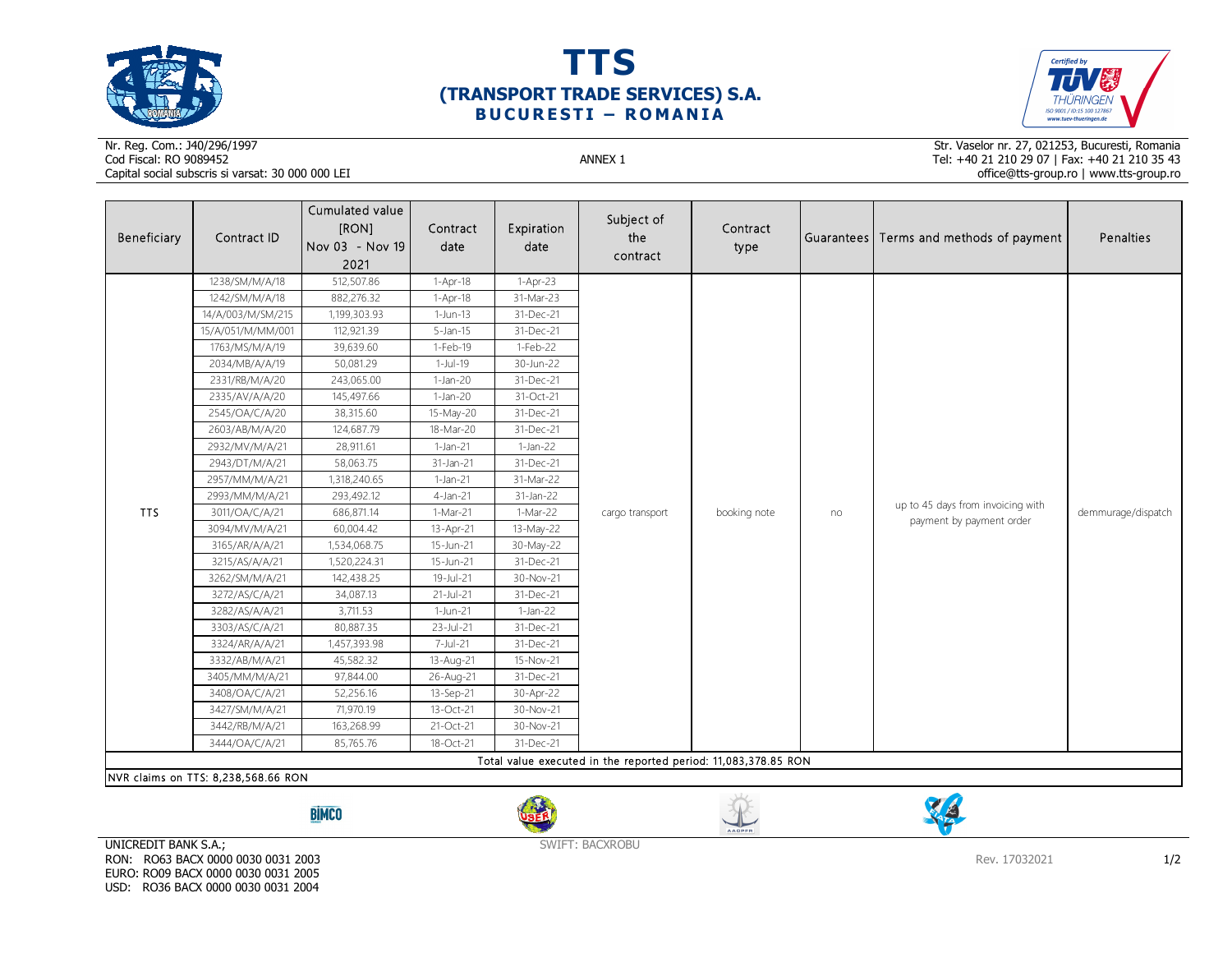# TTS
## (TRANSPORT TRADE SERVICES) S.A.
### BUCURESTI – ROMANIA

Nr. Reg. Com.: J40/296/1997
Cod Fiscal: RO 9089452
Capital social subscris si varsat: 30 000 000 LEI

ANNEX 1

Str. Vaselor nr. 27, 021253, Bucuresti, Romania
Tel: +40 21 210 29 07 | Fax: +40 21 210 35 43
office@tts-group.ro | www.tts-group.ro

| Beneficiary | Contract ID | Cumulated value [RON] Nov 03 - Nov 19 2021 | Contract date | Expiration date | Subject of the contract | Contract type | Guarantees | Terms and methods of payment | Penalties |
|---|---|---|---|---|---|---|---|---|---|
| TTS | 1238/SM/M/A/18 | 512,507.86 | 1-Apr-18 | 1-Apr-23 | cargo transport | booking note | no | up to 45 days from invoicing with payment by payment order | demmurage/dispatch |
| | 1242/SM/M/A/18 | 882,276.32 | 1-Apr-18 | 31-Mar-23 | | | | | |
| | 14/A/003/M/SM/215 | 1,199,303.93 | 1-Jun-13 | 31-Dec-21 | | | | | |
| | 15/A/051/M/MM/001 | 112,921.39 | 5-Jan-15 | 31-Dec-21 | | | | | |
| | 1763/MS/M/A/19 | 39,639.60 | 1-Feb-19 | 1-Feb-22 | | | | | |
| | 2034/MB/A/A/19 | 50,081.29 | 1-Jul-19 | 30-Jun-22 | | | | | |
| | 2331/RB/M/A/20 | 243,065.00 | 1-Jan-20 | 31-Dec-21 | | | | | |
| | 2335/AV/A/A/20 | 145,497.66 | 1-Jan-20 | 31-Oct-21 | | | | | |
| | 2545/OA/C/A/20 | 38,315.60 | 15-May-20 | 31-Dec-21 | | | | | |
| | 2603/AB/M/A/20 | 124,687.79 | 18-Mar-20 | 31-Dec-21 | | | | | |
| | 2932/MV/M/A/21 | 28,911.61 | 1-Jan-21 | 1-Jan-22 | | | | | |
| | 2943/DT/M/A/21 | 58,063.75 | 31-Jan-21 | 31-Dec-21 | | | | | |
| | 2957/MM/M/A/21 | 1,318,240.65 | 1-Jan-21 | 31-Mar-22 | | | | | |
| | 2993/MM/M/A/21 | 293,492.12 | 4-Jan-21 | 31-Jan-22 | | | | | |
| | 3011/OA/C/A/21 | 686,871.14 | 1-Mar-21 | 1-Mar-22 | | | | | |
| | 3094/MV/M/A/21 | 60,004.42 | 13-Apr-21 | 13-May-22 | | | | | |
| | 3165/AR/A/A/21 | 1,534,068.75 | 15-Jun-21 | 30-May-22 | | | | | |
| | 3215/AS/A/A/21 | 1,520,224.31 | 15-Jun-21 | 31-Dec-21 | | | | | |
| | 3262/SM/M/A/21 | 142,438.25 | 19-Jul-21 | 30-Nov-21 | | | | | |
| | 3272/AS/C/A/21 | 34,087.13 | 21-Jul-21 | 31-Dec-21 | | | | | |
| | 3282/AS/A/A/21 | 3,711.53 | 1-Jun-21 | 1-Jan-22 | | | | | |
| | 3303/AS/C/A/21 | 80,887.35 | 23-Jul-21 | 31-Dec-21 | | | | | |
| | 3324/AR/A/A/21 | 1,457,393.98 | 7-Jul-21 | 31-Dec-21 | | | | | |
| | 3332/AB/M/A/21 | 45,582.32 | 13-Aug-21 | 15-Nov-21 | | | | | |
| | 3405/MM/M/A/21 | 97,844.00 | 26-Aug-21 | 31-Dec-21 | | | | | |
| | 3408/OA/C/A/21 | 52,256.16 | 13-Sep-21 | 30-Apr-22 | | | | | |
| | 3427/SM/M/A/21 | 71,970.19 | 13-Oct-21 | 30-Nov-21 | | | | | |
| | 3442/RB/M/A/21 | 163,268.99 | 21-Oct-21 | 30-Nov-21 | | | | | |
| | 3444/OA/C/A/21 | 85,765.76 | 18-Oct-21 | 31-Dec-21 | | | | | |
| Total value executed in the reported period: 11,083,378.85 RON | | | | | | | | | |

NVR claims on TTS: 8,238,568.66 RON

UNICREDIT BANK S.A.;
RON: RO63 BACX 0000 0030 0031 2003
EURO: RO09 BACX 0000 0030 0031 2005
USD: RO36 BACX 0000 0030 0031 2004

SWIFT: BACXROBU

Rev. 17032021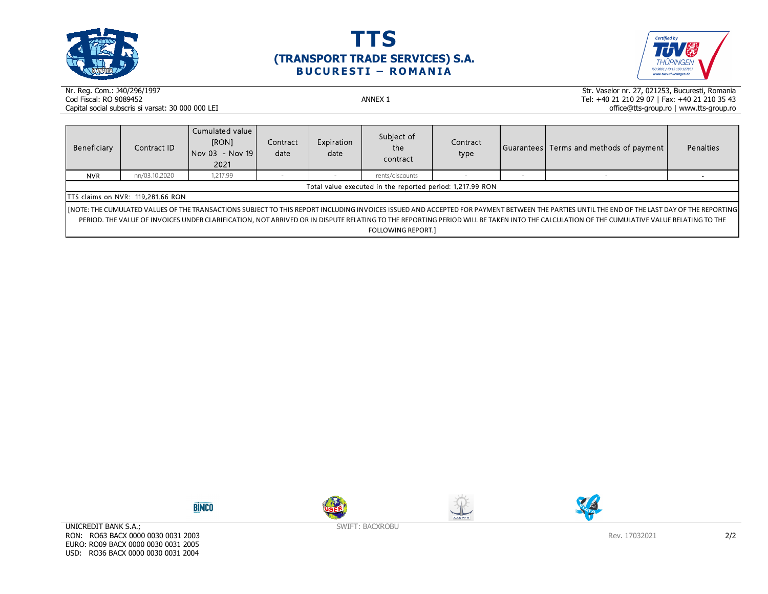# TTS

## (TRANSPORT TRADE SERVICES) S.A.

### BUCURESTI – ROMANIA

Nr. Reg. Com.: J40/296/1997
Cod Fiscal: RO 9089452
Capital social subscris si varsat: 30 000 000 LEI

ANNEX 1

Str. Vaselor nr. 27, 021253, Bucuresti, Romania
Tel: +40 21 210 29 07 | Fax: +40 21 210 35 43
office@tts-group.ro | www.tts-group.ro

| Beneficiary | Contract ID | Cumulated value [RON] Nov 03 - Nov 19 2021 | Contract date | Expiration date | Subject of the contract | Contract type | Guarantees | Terms and methods of payment | Penalties |
|---|---|---|---|---|---|---|---|---|---|
| NVR | nn/03.10.2020 | 1,217.99 | - | - | rents/discounts | - | - | - | - |
| Total value executed in the reported period: 1,217.99 RON | | | | | | | | | |
| TTS claims on NVR: 119,281.66 RON | | | | | | | | | |
| [NOTE: THE CUMULATED VALUES OF THE TRANSACTIONS SUBJECT TO THIS REPORT INCLUDING INVOICES ISSUED AND ACCEPTED FOR PAYMENT BETWEEN THE PARTIES UNTIL THE END OF THE LAST DAY OF THE REPORTING PERIOD. THE VALUE OF INVOICES UNDER CLARIFICATION, NOT ARRIVED OR IN DISPUTE RELATING TO THE REPORTING PERIOD WILL BE TAKEN INTO THE CALCULATION OF THE CUMULATIVE VALUE RELATING TO THE FOLLOWING REPORT.] | | | | | | | | | |

UNICREDIT BANK S.A.;
RON: RO63 BACX 0000 0030 0031 2003
EURO: RO09 BACX 0000 0030 0031 2005
USD: RO36 BACX 0000 0030 0031 2004

SWIFT: BACXROBU

Rev. 17032021